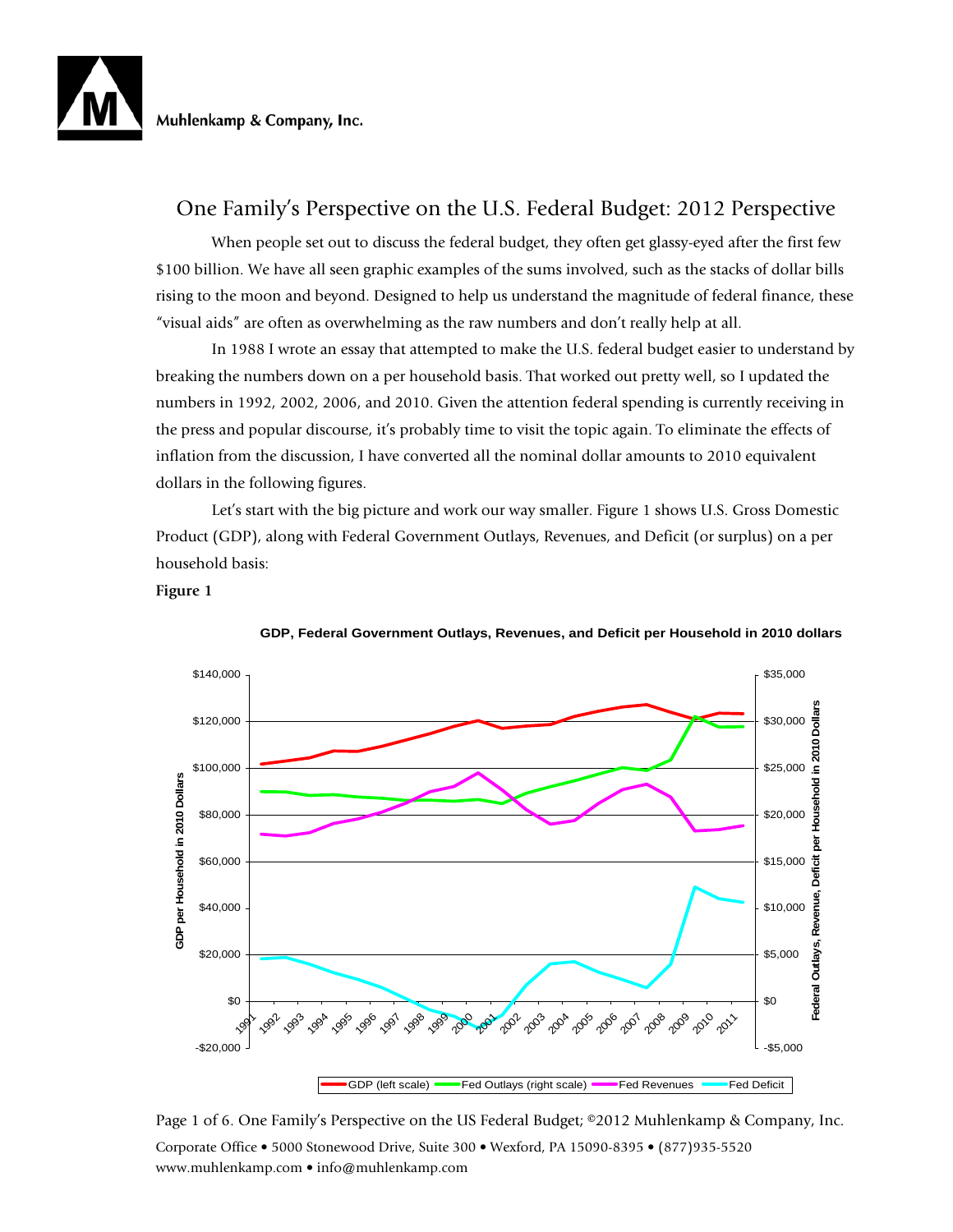# One Family's Perspective on the U.S. Federal Budget: 2012 Perspective

When people set out to discuss the federal budget, they often get glassy-eyed after the first few $100 billion. We have all seen graphic examples of the sums involved, such as the stacks of dollar bills rising to the moon and beyond. Designed to help us understand the magnitude of federal finance, these "visual aids" are often as overwhelming as the raw numbers and don't really help at all.

In 1988 I wrote an essay that attempted to make the U.S. federal budget easier to understand by breaking the numbers down on a per household basis. That worked out pretty well, so I updated the numbers in 1992, 2002, 2006, and 2010. Given the attention federal spending is currently receiving in the press and popular discourse, it's probably time to visit the topic again. To eliminate the effects of inflation from the discussion, I have converted all the nominal dollar amounts to 2010 equivalent dollars in the following figures.

Let's start with the big picture and work our way smaller. Figure 1 shows U.S. Gross Domestic Product (GDP), along with Federal Government Outlays, Revenues, and Deficit (or surplus) on a per household basis:

**Figure 1**

GDP, Federal Government Outlays, Revenues, and Deficit per Household in 2010 dollars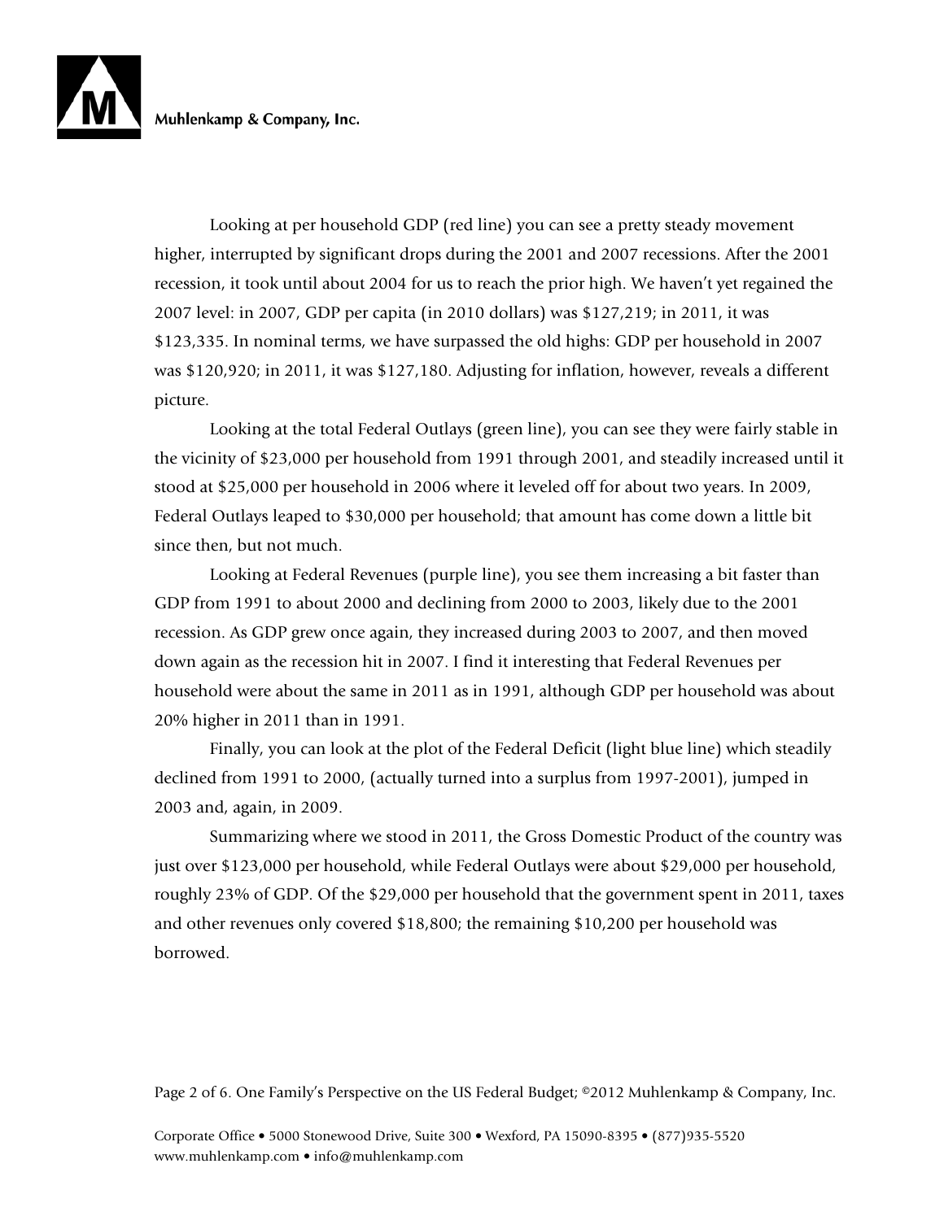Looking at per household GDP (red line) you can see a pretty steady movement higher, interrupted by significant drops during the 2001 and 2007 recessions. After the 2001 recession, it took until about 2004 for us to reach the prior high. We haven't yet regained the 2007 level: in 2007, GDP per capita (in 2010 dollars) was $127,219; in 2011, it was $123,335. In nominal terms, we have surpassed the old highs: GDP per household in 2007 was $120,920; in 2011, it was $127,180. Adjusting for inflation, however, reveals a different picture.

Looking at the total Federal Outlays (green line), you can see they were fairly stable in the vicinity of $23,000 per household from 1991 through 2001, and steadily increased until it stood at $25,000 per household in 2006 where it leveled off for about two years. In 2009, Federal Outlays leaped to $30,000 per household; that amount has come down a little bit since then, but not much.

Looking at Federal Revenues (purple line), you see them increasing a bit faster than GDP from 1991 to about 2000 and declining from 2000 to 2003, likely due to the 2001 recession. As GDP grew once again, they increased during 2003 to 2007, and then moved down again as the recession hit in 2007. I find it interesting that Federal Revenues per household were about the same in 2011 as in 1991, although GDP per household was about 20% higher in 2011 than in 1991.

Finally, you can look at the plot of the Federal Deficit (light blue line) which steadily declined from 1991 to 2000, (actually turned into a surplus from 1997-2001), jumped in 2003 and, again, in 2009.

Summarizing where we stood in 2011, the Gross Domestic Product of the country was just over $123,000 per household, while Federal Outlays were about $29,000 per household, roughly 23% of GDP. Of the $29,000 per household that the government spent in 2011, taxes and other revenues only covered $18,800; the remaining $10,200 per household was borrowed.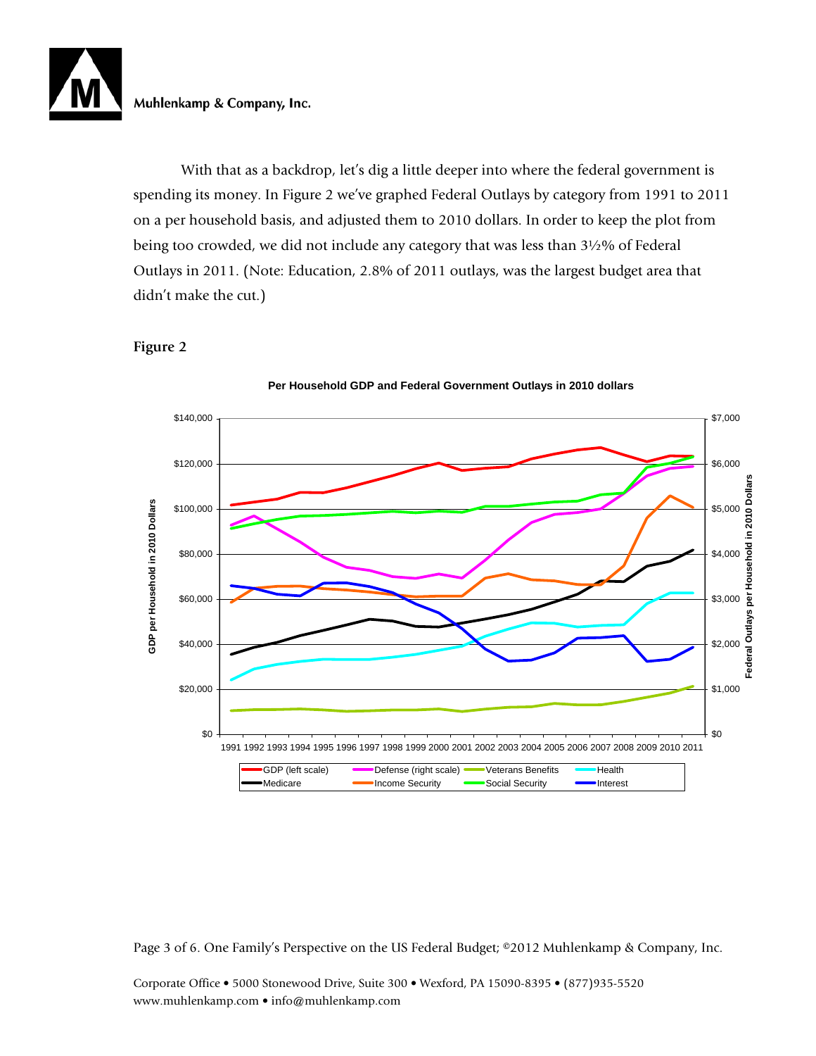With that as a backdrop, let's dig a little deeper into where the federal government is spending its money. In Figure 2 we've graphed Federal Outlays by category from 1991 to 2011 on a per household basis, and adjusted them to 2010 dollars. In order to keep the plot from being too crowded, we did not include any category that was less than 3½% of Federal Outlays in 2011. (Note: Education, 2.8% of 2011 outlays, was the largest budget area that didn't make the cut.)

**Figure 2**

**Per Household GDP and Federal Government Outlays in 2010 dollars**

GDP per Household in 2010 Dollars: $0, $20,000, $40,000, $60,000, $80,000, $100,000, $120,000, $140,000

Federal Outlays per Household in 2010 Dollars: $0, $1,000, $2,000, $3,000, $4,000, $5,000, $6,000, $7,000

1991 1992 1993 1994 1995 1996 1997 1998 1999 2000 2001 2002 2003 2004 2005 2006 2007 2008 2009 2010 2011

GDP (left scale), Defense (right scale), Veterans Benefits, Health, Medicare, Income Security, Social Security, Interest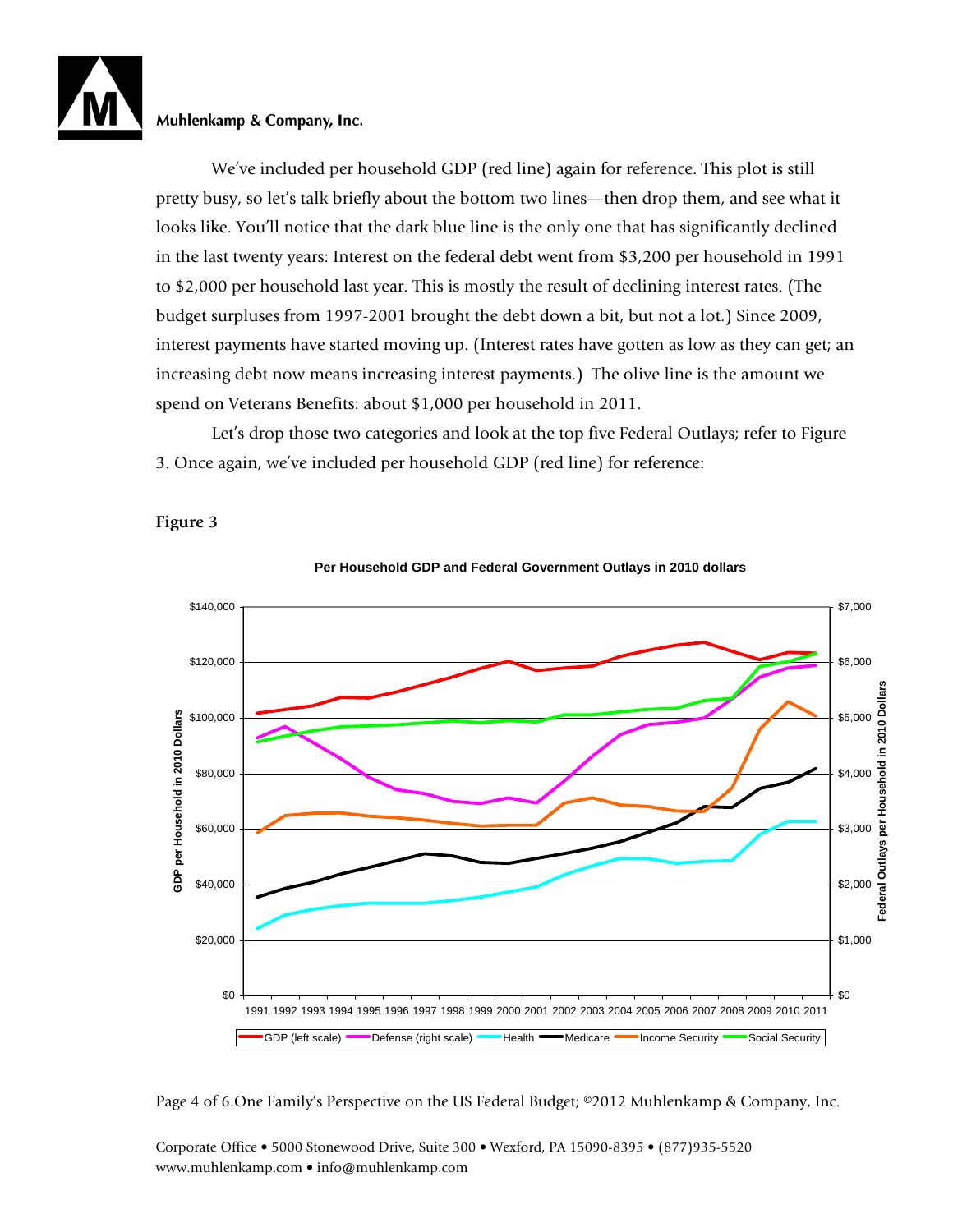We've included per household GDP (red line) again for reference. This plot is still pretty busy, so let's talk briefly about the bottom two lines—then drop them, and see what it looks like. You'll notice that the dark blue line is the only one that has significantly declined in the last twenty years: Interest on the federal debt went from $3,200 per household in 1991 to $2,000 per household last year. This is mostly the result of declining interest rates. (The budget surpluses from 1997-2001 brought the debt down a bit, but not a lot.) Since 2009, interest payments have started moving up. (Interest rates have gotten as low as they can get; an increasing debt now means increasing interest payments.) The olive line is the amount we spend on Veterans Benefits: about $1,000 per household in 2011.

Let's drop those two categories and look at the top five Federal Outlays; refer to Figure 3. Once again, we've included per household GDP (red line) for reference:

**Figure 3**

Per Household GDP and Federal Government Outlays in 2010 dollars

Legend: GDP (left scale), Defense (right scale), Health, Medicare, Income Security, Social Security

Left axis: GDP per Household in 2010 Dollars ($0 – $140,000); Right axis: Federal Outlays per Household in 2010 Dollars ($0 – $7,000); Years 1991–2011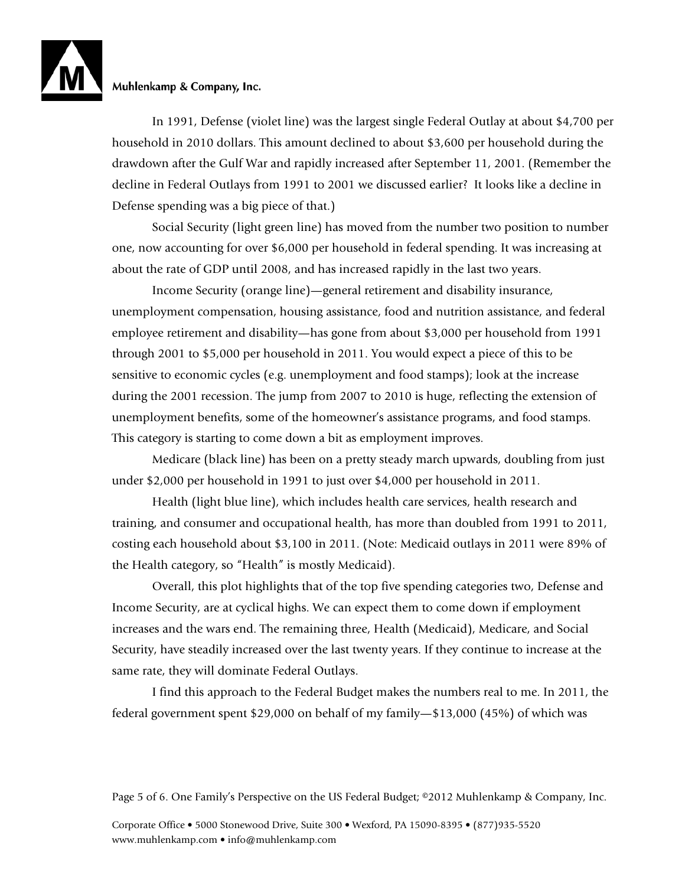In 1991, Defense (violet line) was the largest single Federal Outlay at about $4,700 per household in 2010 dollars. This amount declined to about $3,600 per household during the drawdown after the Gulf War and rapidly increased after September 11, 2001. (Remember the decline in Federal Outlays from 1991 to 2001 we discussed earlier? It looks like a decline in Defense spending was a big piece of that.)

Social Security (light green line) has moved from the number two position to number one, now accounting for over $6,000 per household in federal spending. It was increasing at about the rate of GDP until 2008, and has increased rapidly in the last two years.

Income Security (orange line)—general retirement and disability insurance, unemployment compensation, housing assistance, food and nutrition assistance, and federal employee retirement and disability—has gone from about $3,000 per household from 1991 through 2001 to $5,000 per household in 2011. You would expect a piece of this to be sensitive to economic cycles (e.g. unemployment and food stamps); look at the increase during the 2001 recession. The jump from 2007 to 2010 is huge, reflecting the extension of unemployment benefits, some of the homeowner's assistance programs, and food stamps. This category is starting to come down a bit as employment improves.

Medicare (black line) has been on a pretty steady march upwards, doubling from just under $2,000 per household in 1991 to just over $4,000 per household in 2011.

Health (light blue line), which includes health care services, health research and training, and consumer and occupational health, has more than doubled from 1991 to 2011, costing each household about $3,100 in 2011. (Note: Medicaid outlays in 2011 were 89% of the Health category, so "Health" is mostly Medicaid).

Overall, this plot highlights that of the top five spending categories two, Defense and Income Security, are at cyclical highs. We can expect them to come down if employment increases and the wars end. The remaining three, Health (Medicaid), Medicare, and Social Security, have steadily increased over the last twenty years. If they continue to increase at the same rate, they will dominate Federal Outlays.

I find this approach to the Federal Budget makes the numbers real to me. In 2011, the federal government spent $29,000 on behalf of my family—$13,000 (45%) of which was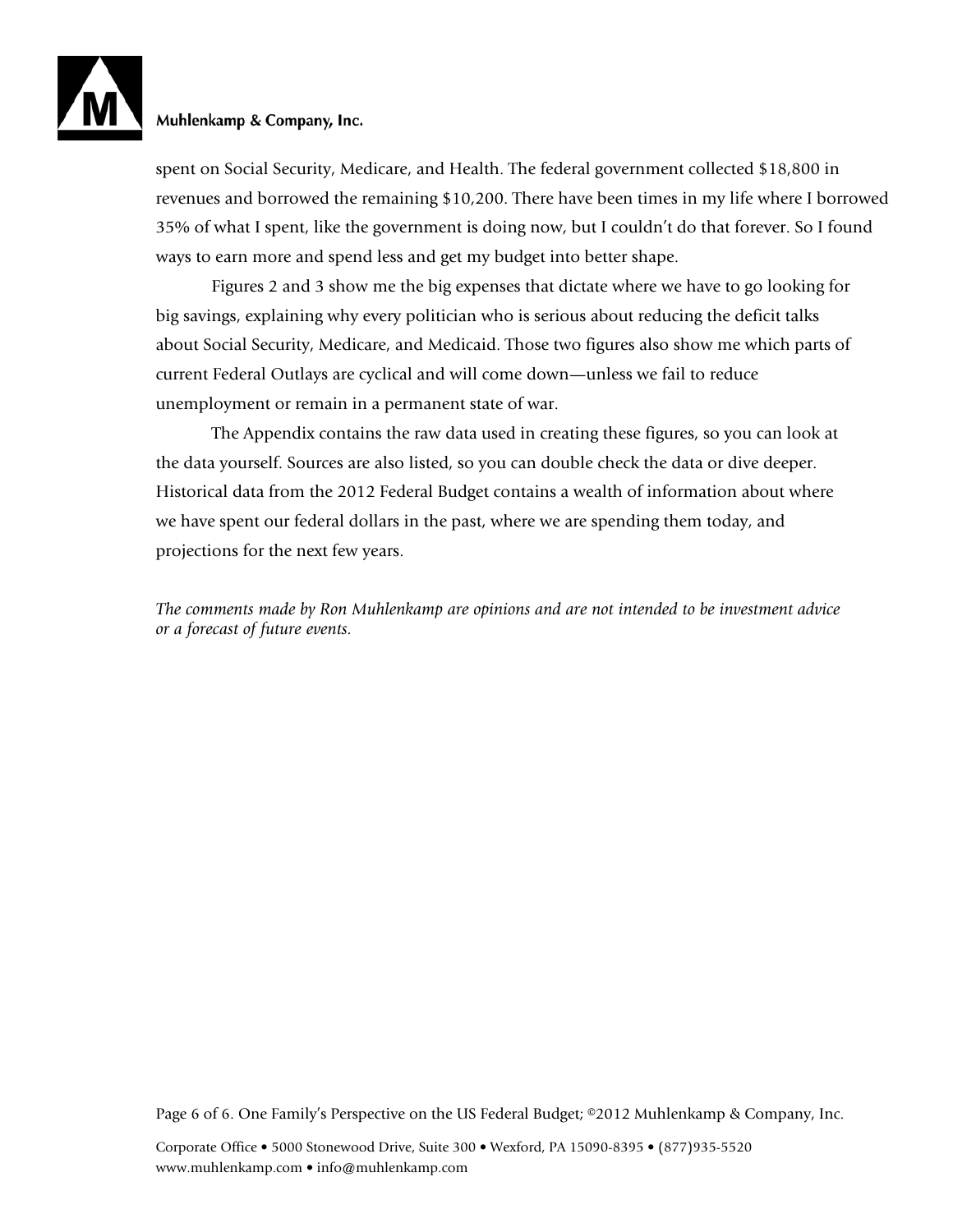spent on Social Security, Medicare, and Health. The federal government collected $18,800 in revenues and borrowed the remaining $10,200. There have been times in my life where I borrowed 35% of what I spent, like the government is doing now, but I couldn't do that forever. So I found ways to earn more and spend less and get my budget into better shape.

Figures 2 and 3 show me the big expenses that dictate where we have to go looking for big savings, explaining why every politician who is serious about reducing the deficit talks about Social Security, Medicare, and Medicaid. Those two figures also show me which parts of current Federal Outlays are cyclical and will come down—unless we fail to reduce unemployment or remain in a permanent state of war.

The Appendix contains the raw data used in creating these figures, so you can look at the data yourself. Sources are also listed, so you can double check the data or dive deeper. Historical data from the 2012 Federal Budget contains a wealth of information about where we have spent our federal dollars in the past, where we are spending them today, and projections for the next few years.

*The comments made by Ron Muhlenkamp are opinions and are not intended to be investment advice or a forecast of future events.*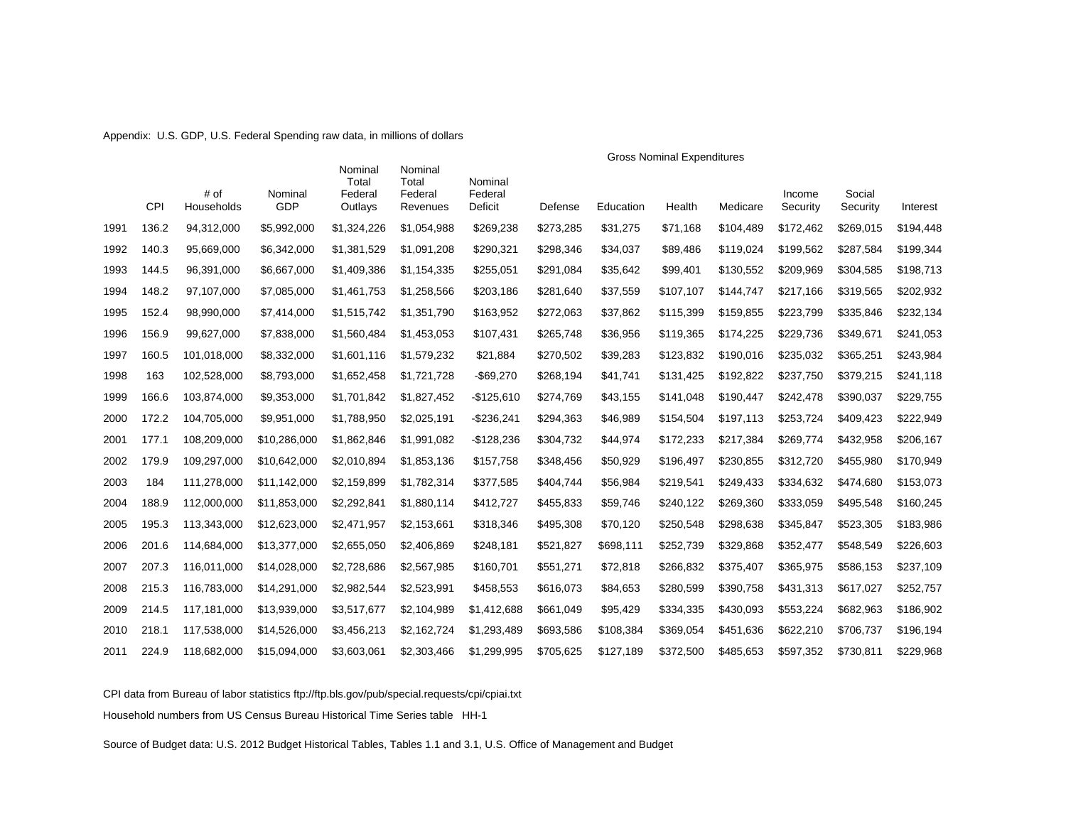Appendix: U.S. GDP, U.S. Federal Spending raw data, in millions of dollars

| | CPI | # of Households | Nominal GDP | Nominal Total Federal Outlays | Nominal Total Federal Revenues | Nominal Federal Deficit | Gross Nominal Expenditures | | | | | | |
|---|---|---|---|---|---|---|---|---|---|---|---|---|---|
| | | | | | | | Defense | Education | Health | Medicare | Income Security | Social Security | Interest |
| 1991 | 136.2 | 94,312,000 | $5,992,000 | $1,324,226 | $1,054,988 | $269,238 | $273,285 | $31,275 | $71,168 | $104,489 | $172,462 | $269,015 | $194,448 |
| 1992 | 140.3 | 95,669,000 | $6,342,000 | $1,381,529 | $1,091,208 | $290,321 | $298,346 | $34,037 | $89,486 | $119,024 | $199,562 | $287,584 | $199,344 |
| 1993 | 144.5 | 96,391,000 | $6,667,000 | $1,409,386 | $1,154,335 | $255,051 | $291,084 | $35,642 | $99,401 | $130,552 | $209,969 | $304,585 | $198,713 |
| 1994 | 148.2 | 97,107,000 | $7,085,000 | $1,461,753 | $1,258,566 | $203,186 | $281,640 | $37,559 | $107,107 | $144,747 | $217,166 | $319,565 | $202,932 |
| 1995 | 152.4 | 98,990,000 | $7,414,000 | $1,515,742 | $1,351,790 | $163,952 | $272,063 | $37,862 | $115,399 | $159,855 | $223,799 | $335,846 | $232,134 |
| 1996 | 156.9 | 99,627,000 | $7,838,000 | $1,560,484 | $1,453,053 | $107,431 | $265,748 | $36,956 | $119,365 | $174,225 | $229,736 | $349,671 | $241,053 |
| 1997 | 160.5 | 101,018,000 | $8,332,000 | $1,601,116 | $1,579,232 | $21,884 | $270,502 | $39,283 | $123,832 | $190,016 | $235,032 | $365,251 | $243,984 |
| 1998 | 163 | 102,528,000 | $8,793,000 | $1,652,458 | $1,721,728 | -$69,270 | $268,194 | $41,741 | $131,425 | $192,822 | $237,750 | $379,215 | $241,118 |
| 1999 | 166.6 | 103,874,000 | $9,353,000 | $1,701,842 | $1,827,452 | -$125,610 | $274,769 | $43,155 | $141,048 | $190,447 | $242,478 | $390,037 | $229,755 |
| 2000 | 172.2 | 104,705,000 | $9,951,000 | $1,788,950 | $2,025,191 | -$236,241 | $294,363 | $46,989 | $154,504 | $197,113 | $253,724 | $409,423 | $222,949 |
| 2001 | 177.1 | 108,209,000 | $10,286,000 | $1,862,846 | $1,991,082 | -$128,236 | $304,732 | $44,974 | $172,233 | $217,384 | $269,774 | $432,958 | $206,167 |
| 2002 | 179.9 | 109,297,000 | $10,642,000 | $2,010,894 | $1,853,136 | $157,758 | $348,456 | $50,929 | $196,497 | $230,855 | $312,720 | $455,980 | $170,949 |
| 2003 | 184 | 111,278,000 | $11,142,000 | $2,159,899 | $1,782,314 | $377,585 | $404,744 | $56,984 | $219,541 | $249,433 | $334,632 | $474,680 | $153,073 |
| 2004 | 188.9 | 112,000,000 | $11,853,000 | $2,292,841 | $1,880,114 | $412,727 | $455,833 | $59,746 | $240,122 | $269,360 | $333,059 | $495,548 | $160,245 |
| 2005 | 195.3 | 113,343,000 | $12,623,000 | $2,471,957 | $2,153,661 | $318,346 | $495,308 | $70,120 | $250,548 | $298,638 | $345,847 | $523,305 | $183,986 |
| 2006 | 201.6 | 114,684,000 | $13,377,000 | $2,655,050 | $2,406,869 | $248,181 | $521,827 | $698,111 | $252,739 | $329,868 | $352,477 | $548,549 | $226,603 |
| 2007 | 207.3 | 116,011,000 | $14,028,000 | $2,728,686 | $2,567,985 | $160,701 | $551,271 | $72,818 | $266,832 | $375,407 | $365,975 | $586,153 | $237,109 |
| 2008 | 215.3 | 116,783,000 | $14,291,000 | $2,982,544 | $2,523,991 | $458,553 | $616,073 | $84,653 | $280,599 | $390,758 | $431,313 | $617,027 | $252,757 |
| 2009 | 214.5 | 117,181,000 | $13,939,000 | $3,517,677 | $2,104,989 | $1,412,688 | $661,049 | $95,429 | $334,335 | $430,093 | $553,224 | $682,963 | $186,902 |
| 2010 | 218.1 | 117,538,000 | $14,526,000 | $3,456,213 | $2,162,724 | $1,293,489 | $693,586 | $108,384 | $369,054 | $451,636 | $622,210 | $706,737 | $196,194 |
| 2011 | 224.9 | 118,682,000 | $15,094,000 | $3,603,061 | $2,303,466 | $1,299,995 | $705,625 | $127,189 | $372,500 | $485,653 | $597,352 | $730,811 | $229,968 |

CPI data from Bureau of labor statistics ftp://ftp.bls.gov/pub/special.requests/cpi/cpiai.txt

Household numbers from US Census Bureau Historical Time Series table HH-1

Source of Budget data: U.S. 2012 Budget Historical Tables, Tables 1.1 and 3.1, U.S. Office of Management and Budget